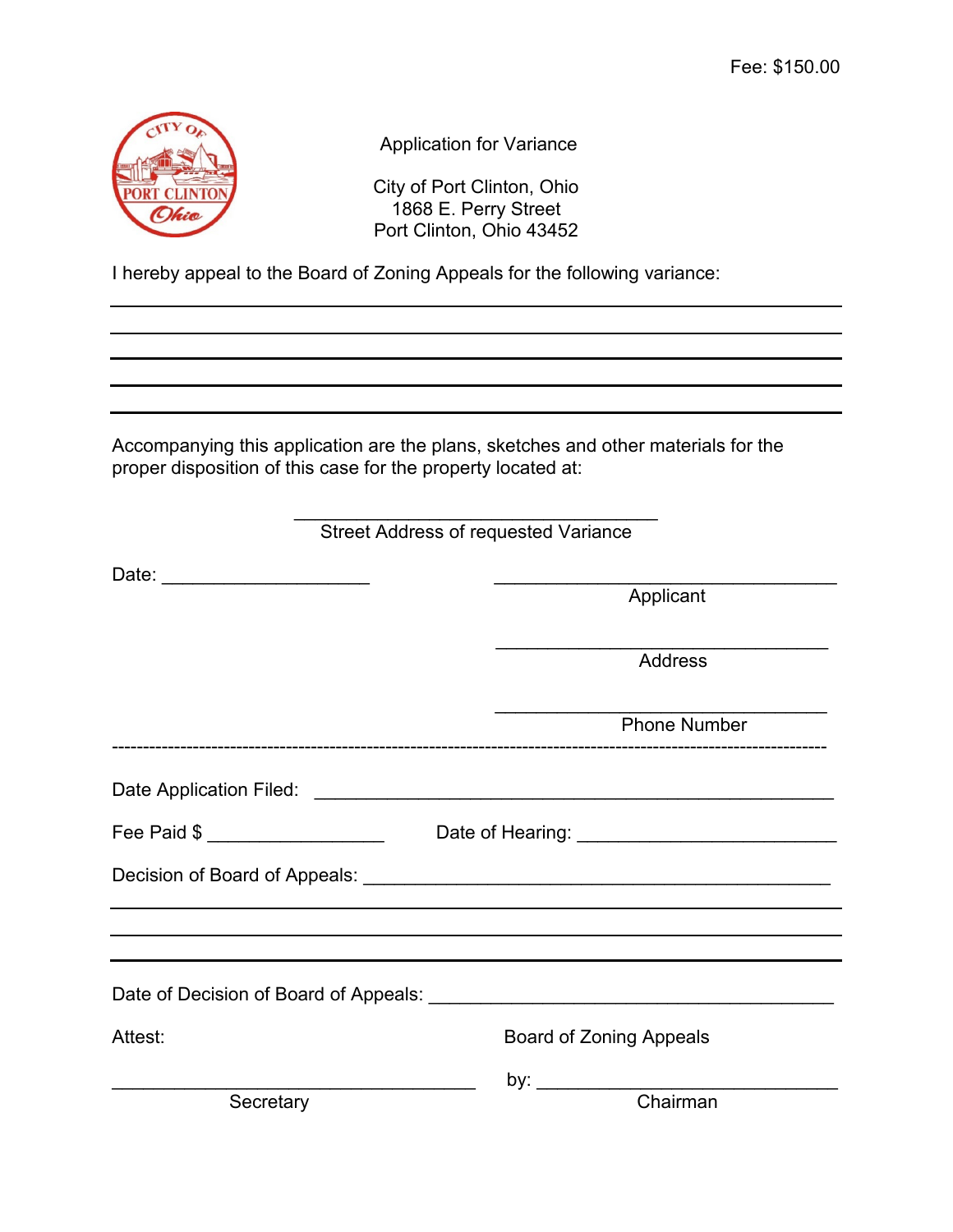Fee: $150.00

# Application for Variance

City of Port Clinton, Ohio
1868 E. Perry Street
Port Clinton, Ohio 43452

I hereby appeal to the Board of Zoning Appeals for the following variance:

_______________________________________________________________________________

_______________________________________________________________________________

_______________________________________________________________________________

_______________________________________________________________________________

_______________________________________________________________________________

Accompanying this application are the plans, sketches and other materials for the proper disposition of this case for the property located at:

____________________________________
Street Address of requested Variance

Date: ____________________

____________________________________
Applicant

____________________________________
Address

____________________________________
Phone Number

---

Date Application Filed: ____________________________________________

Fee Paid $ _________________ Date of Hearing: ________________________

Decision of Board of Appeals: _____________________________________

_______________________________________________________________________________

_______________________________________________________________________________

_______________________________________________________________________________

Date of Decision of Board of Appeals: ________________________________

Attest:

____________________________________
Secretary

Board of Zoning Appeals

by: ________________________________
Chairman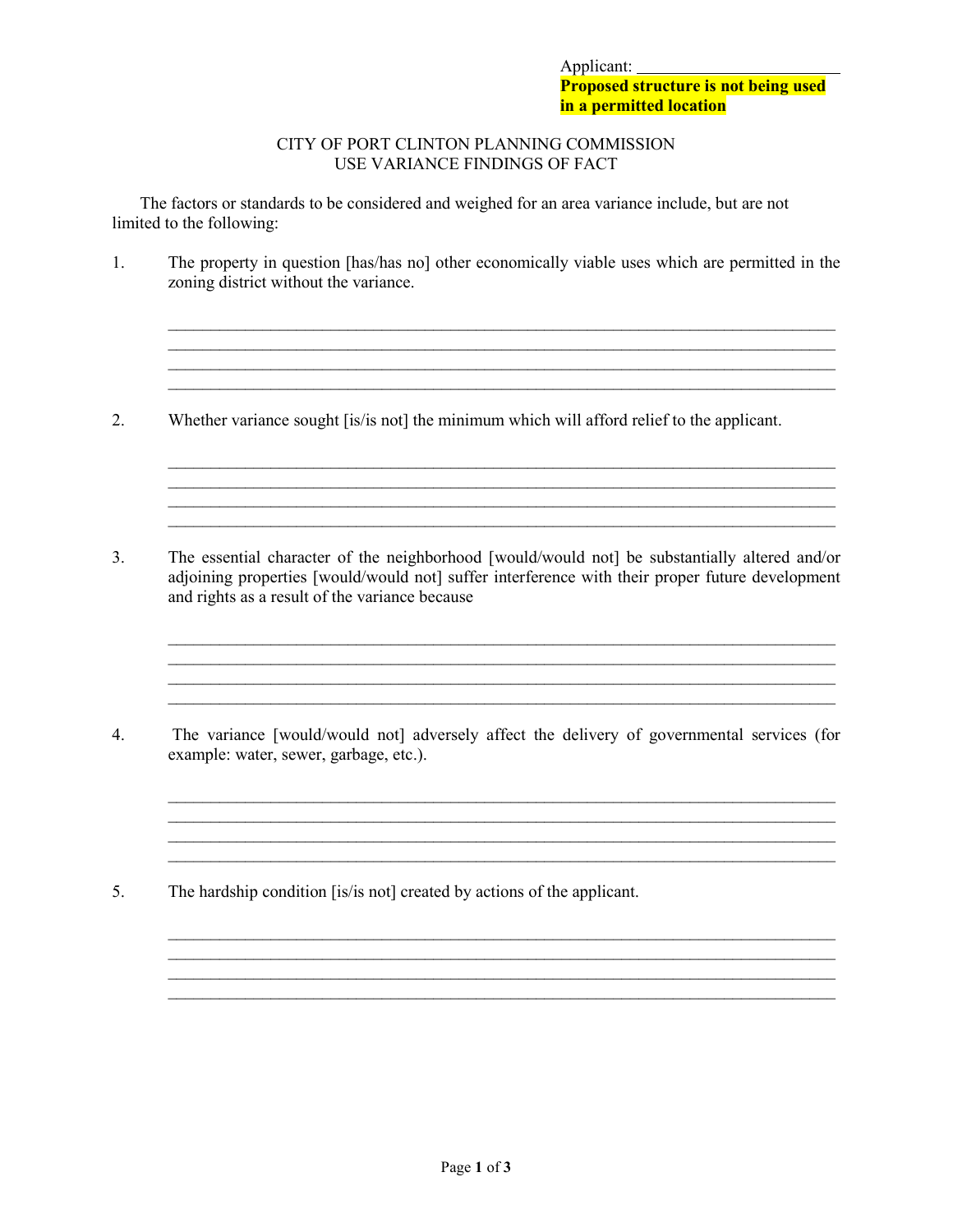Applicant: ________________________

**Proposed structure is not being used in a permitted location**

CITY OF PORT CLINTON PLANNING COMMISSION
USE VARIANCE FINDINGS OF FACT

The factors or standards to be considered and weighed for an area variance include, but are not limited to the following:

1. The property in question [has/has no] other economically viable uses which are permitted in the zoning district without the variance.

   ______________________________________________________________________________
   ______________________________________________________________________________
   ______________________________________________________________________________
   ______________________________________________________________________________

2. Whether variance sought [is/is not] the minimum which will afford relief to the applicant.

   ______________________________________________________________________________
   ______________________________________________________________________________
   ______________________________________________________________________________
   ______________________________________________________________________________

3. The essential character of the neighborhood [would/would not] be substantially altered and/or adjoining properties [would/would not] suffer interference with their proper future development and rights as a result of the variance because

   ______________________________________________________________________________
   ______________________________________________________________________________
   ______________________________________________________________________________
   ______________________________________________________________________________

4. The variance [would/would not] adversely affect the delivery of governmental services (for example: water, sewer, garbage, etc.).

   ______________________________________________________________________________
   ______________________________________________________________________________
   ______________________________________________________________________________
   ______________________________________________________________________________

5. The hardship condition [is/is not] created by actions of the applicant.

   ______________________________________________________________________________
   ______________________________________________________________________________
   ______________________________________________________________________________
   ______________________________________________________________________________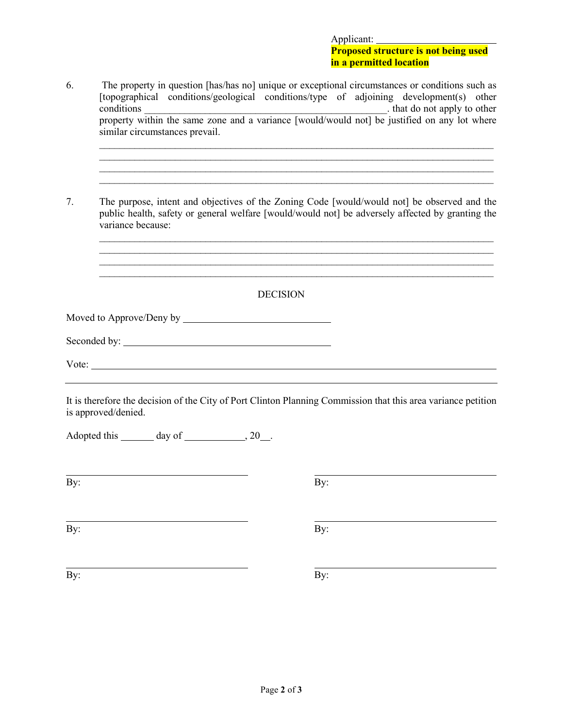Applicant: ________________________

**Proposed structure is not being used in a permitted location**

6. The property in question [has/has no] unique or exceptional circumstances or conditions such as [topographical conditions/geological conditions/type of adjoining development(s) other conditions ______________________________________________. that do not apply to other property within the same zone and a variance [would/would not] be justified on any lot where similar circumstances prevail.

   ______________________________________________________________________________
   ______________________________________________________________________________
   ______________________________________________________________________________
   ______________________________________________________________________________

7. The purpose, intent and objectives of the Zoning Code [would/would not] be observed and the public health, safety or general welfare [would/would not] be adversely affected by granting the variance because:

   ______________________________________________________________________________
   ______________________________________________________________________________
   ______________________________________________________________________________
   ______________________________________________________________________________

DECISION

Moved to Approve/Deny by ______________________________

Seconded by: ________________________________________

Vote: __________________________________________________________________________

______________________________________________________________________________

It is therefore the decision of the City of Port Clinton Planning Commission that this area variance petition is approved/denied.

Adopted this _______ day of ____________, 20__.

| | |
|---|---|
| ______________________________ | ______________________________ |
| By: | By: |
| ______________________________ | ______________________________ |
| By: | By: |
| ______________________________ | ______________________________ |
| By: | By: |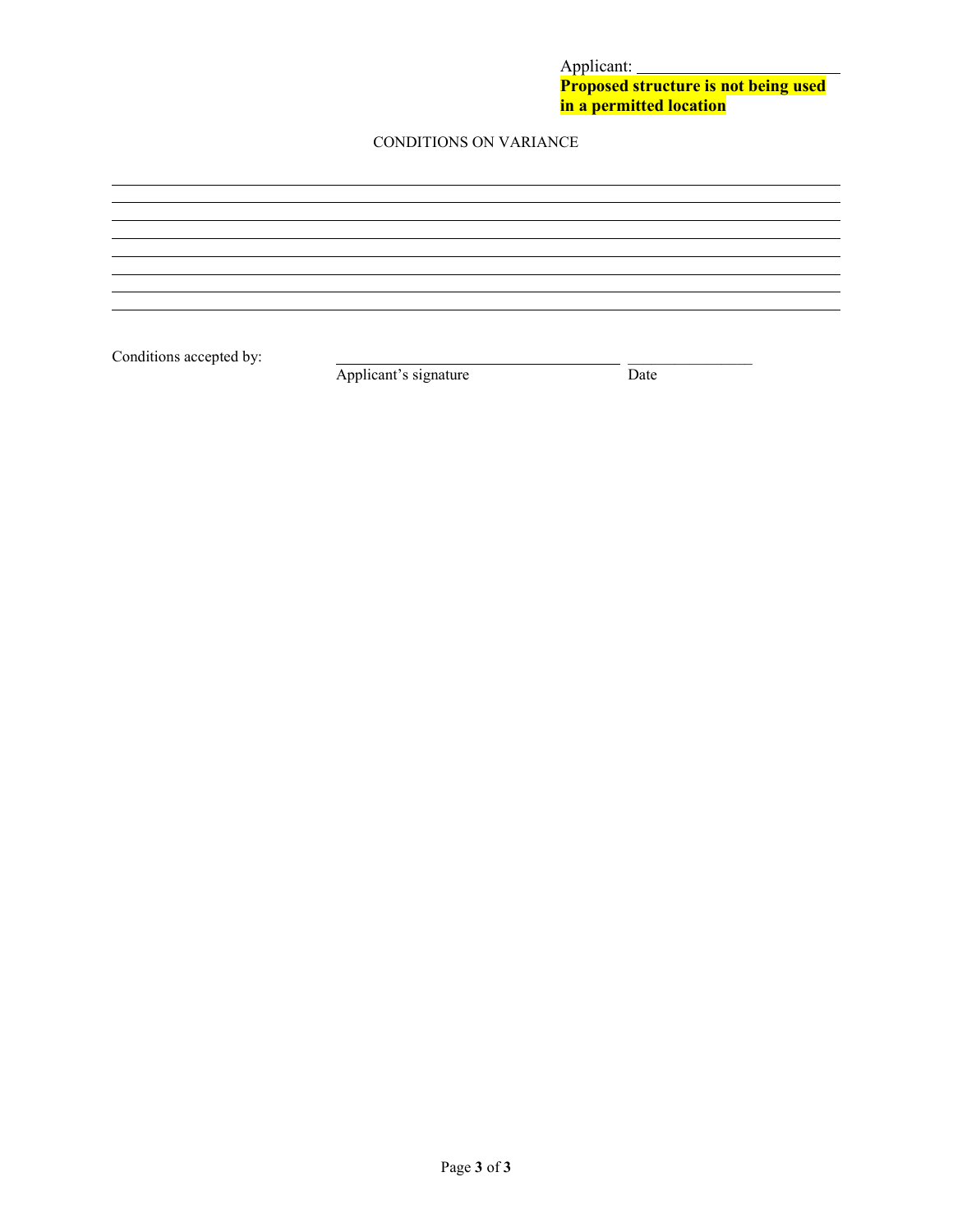Applicant: ________________________

**Proposed structure is not being used in a permitted location**

CONDITIONS ON VARIANCE

________________________________________________________________________________
________________________________________________________________________________
________________________________________________________________________________
________________________________________________________________________________
________________________________________________________________________________
________________________________________________________________________________
________________________________________________________________________________

Conditions accepted by: ________________________________ ________________

Applicant's signature Date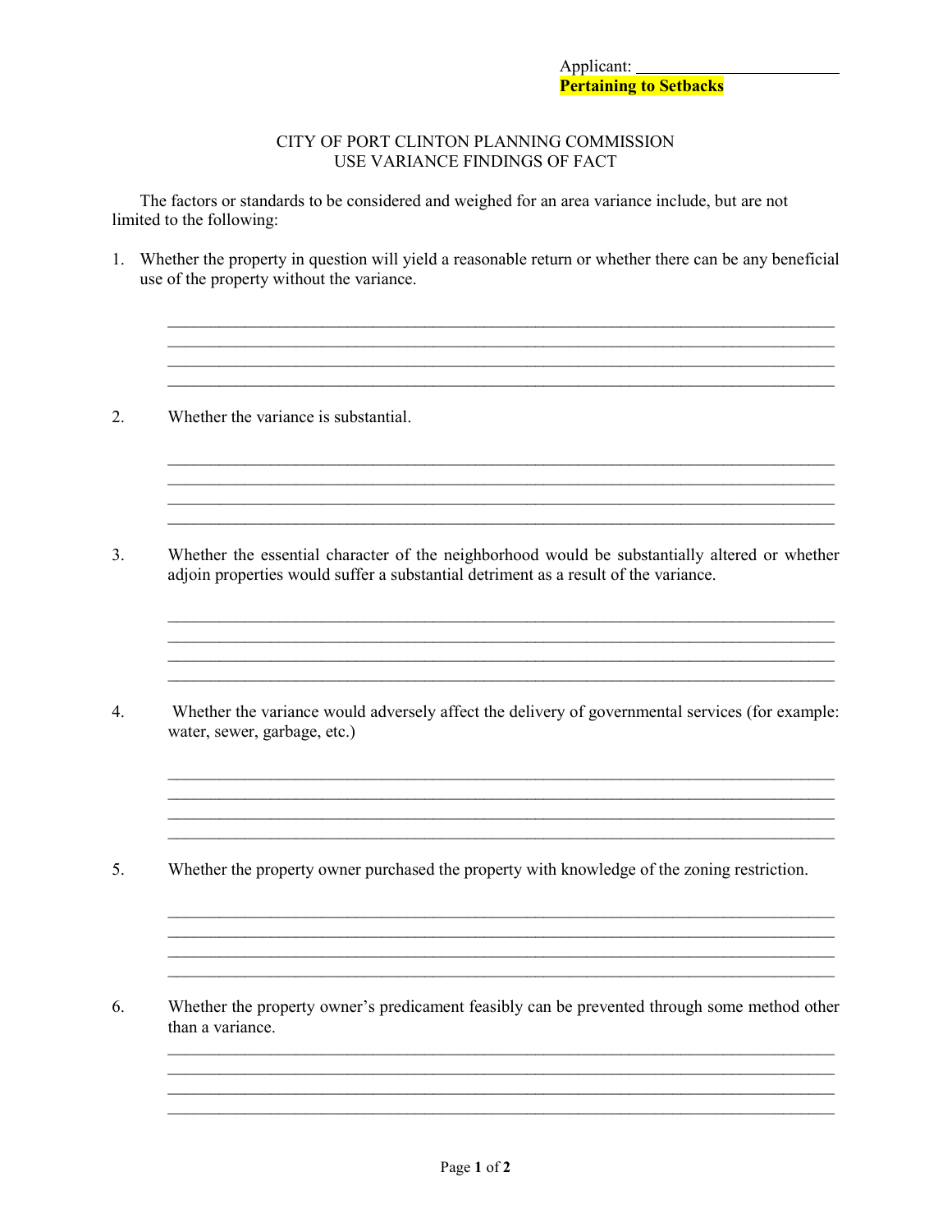Applicant: ________________________

**Pertaining to Setbacks**

CITY OF PORT CLINTON PLANNING COMMISSION
USE VARIANCE FINDINGS OF FACT

The factors or standards to be considered and weighed for an area variance include, but are not limited to the following:

1. Whether the property in question will yield a reasonable return or whether there can be any beneficial use of the property without the variance.

 ________________________________________________________________________
 ________________________________________________________________________
 ________________________________________________________________________
 ________________________________________________________________________

2. Whether the variance is substantial.

 ________________________________________________________________________
 ________________________________________________________________________
 ________________________________________________________________________
 ________________________________________________________________________

3. Whether the essential character of the neighborhood would be substantially altered or whether adjoin properties would suffer a substantial detriment as a result of the variance.

 ________________________________________________________________________
 ________________________________________________________________________
 ________________________________________________________________________
 ________________________________________________________________________

4. Whether the variance would adversely affect the delivery of governmental services (for example: water, sewer, garbage, etc.)

 ________________________________________________________________________
 ________________________________________________________________________
 ________________________________________________________________________
 ________________________________________________________________________

5. Whether the property owner purchased the property with knowledge of the zoning restriction.

 ________________________________________________________________________
 ________________________________________________________________________
 ________________________________________________________________________
 ________________________________________________________________________

6. Whether the property owner's predicament feasibly can be prevented through some method other than a variance.

 ________________________________________________________________________
 ________________________________________________________________________
 ________________________________________________________________________
 ________________________________________________________________________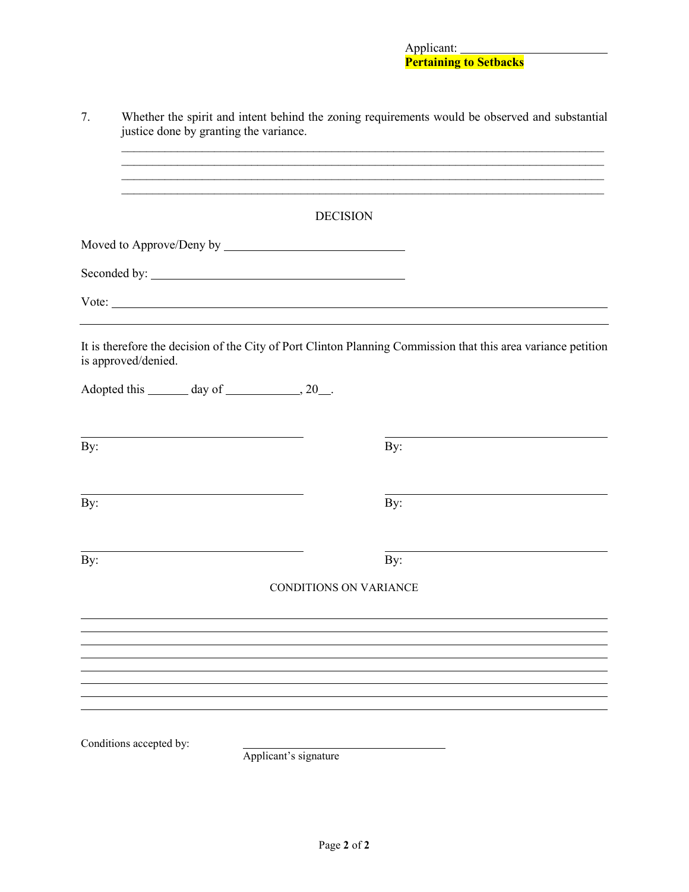Applicant: ________________________
**Pertaining to Setbacks**

7. Whether the spirit and intent behind the zoning requirements would be observed and substantial justice done by granting the variance.

   ______________________________________________________________________________
   ______________________________________________________________________________
   ______________________________________________________________________________
   ______________________________________________________________________________

## DECISION

Moved to Approve/Deny by ______________________________

Seconded by: ______________________________________

Vote: ______________________________________________________________________________

______________________________________________________________________________

It is therefore the decision of the City of Port Clinton Planning Commission that this area variance petition is approved/denied.

Adopted this _______ day of ____________, 20__.

______________________________ ______________________________
By: By:

______________________________ ______________________________
By: By:

______________________________ ______________________________
By: By:

## CONDITIONS ON VARIANCE

______________________________________________________________________________
______________________________________________________________________________
______________________________________________________________________________
______________________________________________________________________________
______________________________________________________________________________
______________________________________________________________________________
______________________________________________________________________________
______________________________________________________________________________

Conditions accepted by: ______________________________
Applicant's signature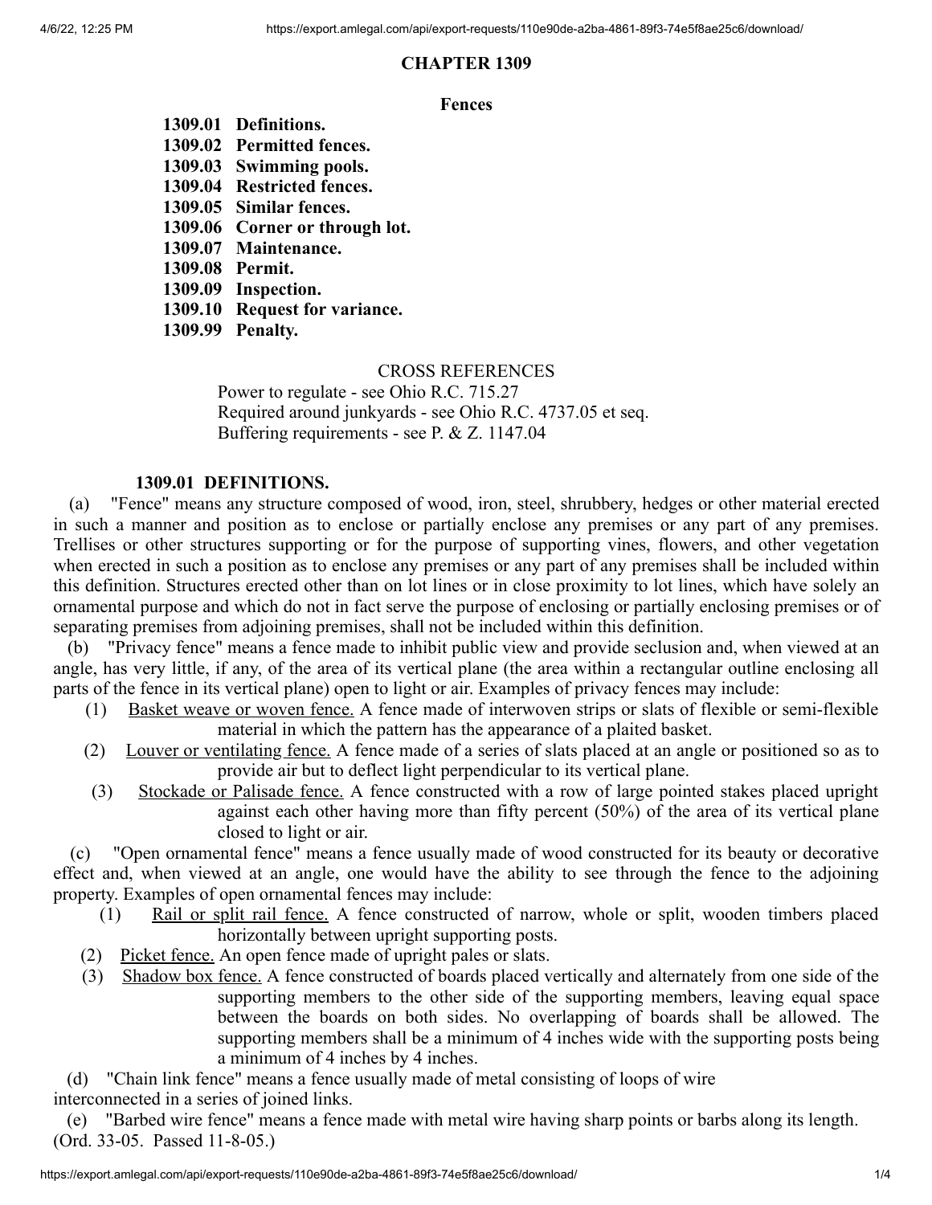# CHAPTER 1309

## Fences

**1309.01 Definitions.**
**1309.02 Permitted fences.**
**1309.03 Swimming pools.**
**1309.04 Restricted fences.**
**1309.05 Similar fences.**
**1309.06 Corner or through lot.**
**1309.07 Maintenance.**
**1309.08 Permit.**
**1309.09 Inspection.**
**1309.10 Request for variance.**
**1309.99 Penalty.**

CROSS REFERENCES

Power to regulate - see Ohio R.C. 715.27
Required around junkyards - see Ohio R.C. 4737.05 et seq.
Buffering requirements - see P. & Z. 1147.04

### 1309.01 DEFINITIONS.

(a) "Fence" means any structure composed of wood, iron, steel, shrubbery, hedges or other material erected in such a manner and position as to enclose or partially enclose any premises or any part of any premises. Trellises or other structures supporting or for the purpose of supporting vines, flowers, and other vegetation when erected in such a position as to enclose any premises or any part of any premises shall be included within this definition. Structures erected other than on lot lines or in close proximity to lot lines, which have solely an ornamental purpose and which do not in fact serve the purpose of enclosing or partially enclosing premises or of separating premises from adjoining premises, shall not be included within this definition.

(b) "Privacy fence" means a fence made to inhibit public view and provide seclusion and, when viewed at an angle, has very little, if any, of the area of its vertical plane (the area within a rectangular outline enclosing all parts of the fence in its vertical plane) open to light or air. Examples of privacy fences may include:

(1) Basket weave or woven fence. A fence made of interwoven strips or slats of flexible or semi-flexible material in which the pattern has the appearance of a plaited basket.

(2) Louver or ventilating fence. A fence made of a series of slats placed at an angle or positioned so as to provide air but to deflect light perpendicular to its vertical plane.

(3) Stockade or Palisade fence. A fence constructed with a row of large pointed stakes placed upright against each other having more than fifty percent (50%) of the area of its vertical plane closed to light or air.

(c) "Open ornamental fence" means a fence usually made of wood constructed for its beauty or decorative effect and, when viewed at an angle, one would have the ability to see through the fence to the adjoining property. Examples of open ornamental fences may include:

(1) Rail or split rail fence. A fence constructed of narrow, whole or split, wooden timbers placed horizontally between upright supporting posts.

(2) Picket fence. An open fence made of upright pales or slats.

(3) Shadow box fence. A fence constructed of boards placed vertically and alternately from one side of the supporting members to the other side of the supporting members, leaving equal space between the boards on both sides. No overlapping of boards shall be allowed. The supporting members shall be a minimum of 4 inches wide with the supporting posts being a minimum of 4 inches by 4 inches.

(d) "Chain link fence" means a fence usually made of metal consisting of loops of wire interconnected in a series of joined links.

(e) "Barbed wire fence" means a fence made with metal wire having sharp points or barbs along its length.

(Ord. 33-05. Passed 11-8-05.)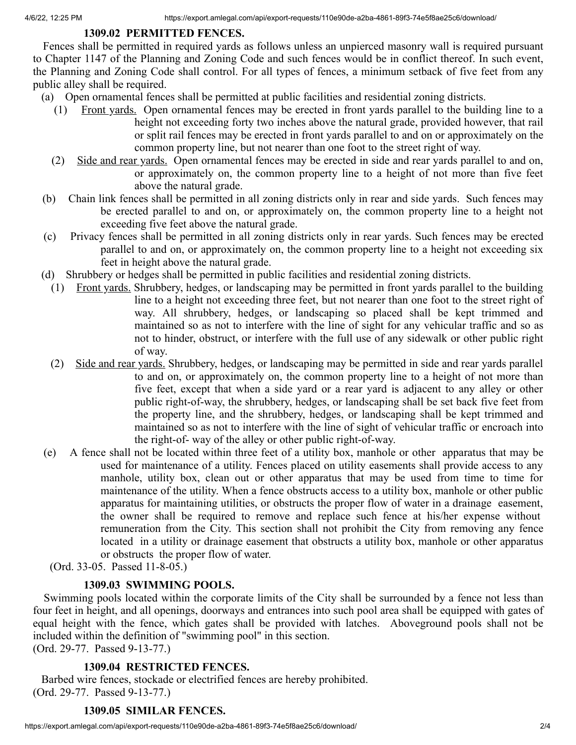### 1309.02 PERMITTED FENCES.

Fences shall be permitted in required yards as follows unless an unpierced masonry wall is required pursuant to Chapter 1147 of the Planning and Zoning Code and such fences would be in conflict thereof. In such event, the Planning and Zoning Code shall control. For all types of fences, a minimum setback of five feet from any public alley shall be required.

(a) Open ornamental fences shall be permitted at public facilities and residential zoning districts.

(1) Front yards. Open ornamental fences may be erected in front yards parallel to the building line to a height not exceeding forty two inches above the natural grade, provided however, that rail or split rail fences may be erected in front yards parallel to and on or approximately on the common property line, but not nearer than one foot to the street right of way.

(2) Side and rear yards. Open ornamental fences may be erected in side and rear yards parallel to and on, or approximately on, the common property line to a height of not more than five feet above the natural grade.

(b) Chain link fences shall be permitted in all zoning districts only in rear and side yards. Such fences may be erected parallel to and on, or approximately on, the common property line to a height not exceeding five feet above the natural grade.

(c) Privacy fences shall be permitted in all zoning districts only in rear yards. Such fences may be erected parallel to and on, or approximately on, the common property line to a height not exceeding six feet in height above the natural grade.

(d) Shrubbery or hedges shall be permitted in public facilities and residential zoning districts.

(1) Front yards. Shrubbery, hedges, or landscaping may be permitted in front yards parallel to the building line to a height not exceeding three feet, but not nearer than one foot to the street right of way. All shrubbery, hedges, or landscaping so placed shall be kept trimmed and maintained so as not to interfere with the line of sight for any vehicular traffic and so as not to hinder, obstruct, or interfere with the full use of any sidewalk or other public right of way.

(2) Side and rear yards. Shrubbery, hedges, or landscaping may be permitted in side and rear yards parallel to and on, or approximately on, the common property line to a height of not more than five feet, except that when a side yard or a rear yard is adjacent to any alley or other public right-of-way, the shrubbery, hedges, or landscaping shall be set back five feet from the property line, and the shrubbery, hedges, or landscaping shall be kept trimmed and maintained so as not to interfere with the line of sight of vehicular traffic or encroach into the right-of- way of the alley or other public right-of-way.

(e) A fence shall not be located within three feet of a utility box, manhole or other apparatus that may be used for maintenance of a utility. Fences placed on utility easements shall provide access to any manhole, utility box, clean out or other apparatus that may be used from time to time for maintenance of the utility. When a fence obstructs access to a utility box, manhole or other public apparatus for maintaining utilities, or obstructs the proper flow of water in a drainage easement, the owner shall be required to remove and replace such fence at his/her expense without remuneration from the City. This section shall not prohibit the City from removing any fence located in a utility or drainage easement that obstructs a utility box, manhole or other apparatus or obstructs the proper flow of water.

(Ord. 33-05. Passed 11-8-05.)

### 1309.03 SWIMMING POOLS.

Swimming pools located within the corporate limits of the City shall be surrounded by a fence not less than four feet in height, and all openings, doorways and entrances into such pool area shall be equipped with gates of equal height with the fence, which gates shall be provided with latches. Aboveground pools shall not be included within the definition of "swimming pool" in this section.

(Ord. 29-77. Passed 9-13-77.)

### 1309.04 RESTRICTED FENCES.

Barbed wire fences, stockade or electrified fences are hereby prohibited.

(Ord. 29-77. Passed 9-13-77.)

### 1309.05 SIMILAR FENCES.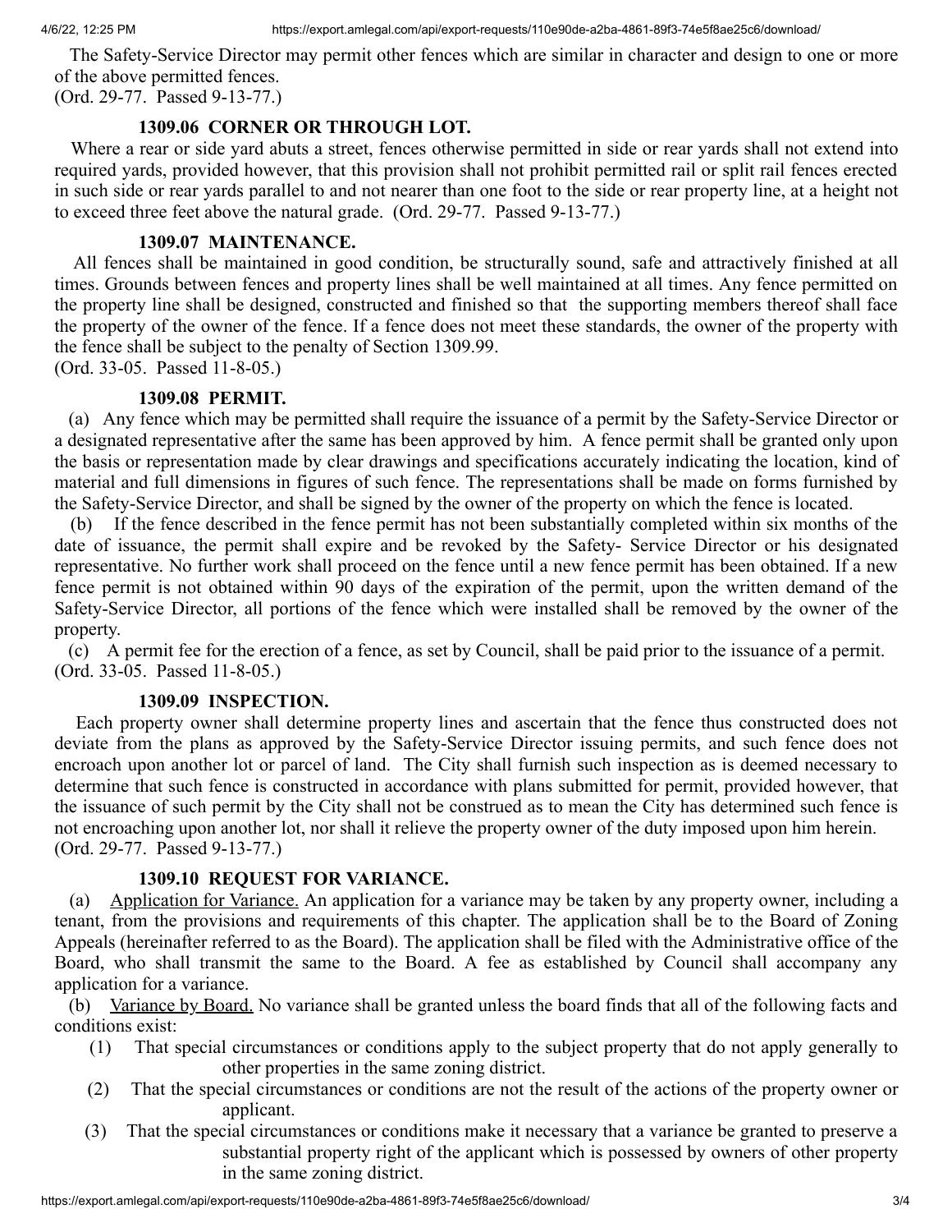The Safety-Service Director may permit other fences which are similar in character and design to one or more of the above permitted fences.
(Ord. 29-77. Passed 9-13-77.)

### 1309.06 CORNER OR THROUGH LOT.

Where a rear or side yard abuts a street, fences otherwise permitted in side or rear yards shall not extend into required yards, provided however, that this provision shall not prohibit permitted rail or split rail fences erected in such side or rear yards parallel to and not nearer than one foot to the side or rear property line, at a height not to exceed three feet above the natural grade. (Ord. 29-77. Passed 9-13-77.)

### 1309.07 MAINTENANCE.

All fences shall be maintained in good condition, be structurally sound, safe and attractively finished at all times. Grounds between fences and property lines shall be well maintained at all times. Any fence permitted on the property line shall be designed, constructed and finished so that the supporting members thereof shall face the property of the owner of the fence. If a fence does not meet these standards, the owner of the property with the fence shall be subject to the penalty of Section 1309.99.
(Ord. 33-05. Passed 11-8-05.)

### 1309.08 PERMIT.

(a) Any fence which may be permitted shall require the issuance of a permit by the Safety-Service Director or a designated representative after the same has been approved by him. A fence permit shall be granted only upon the basis or representation made by clear drawings and specifications accurately indicating the location, kind of material and full dimensions in figures of such fence. The representations shall be made on forms furnished by the Safety-Service Director, and shall be signed by the owner of the property on which the fence is located.

(b) If the fence described in the fence permit has not been substantially completed within six months of the date of issuance, the permit shall expire and be revoked by the Safety- Service Director or his designated representative. No further work shall proceed on the fence until a new fence permit has been obtained. If a new fence permit is not obtained within 90 days of the expiration of the permit, upon the written demand of the Safety-Service Director, all portions of the fence which were installed shall be removed by the owner of the property.

(c) A permit fee for the erection of a fence, as set by Council, shall be paid prior to the issuance of a permit.
(Ord. 33-05. Passed 11-8-05.)

### 1309.09 INSPECTION.

Each property owner shall determine property lines and ascertain that the fence thus constructed does not deviate from the plans as approved by the Safety-Service Director issuing permits, and such fence does not encroach upon another lot or parcel of land. The City shall furnish such inspection as is deemed necessary to determine that such fence is constructed in accordance with plans submitted for permit, provided however, that the issuance of such permit by the City shall not be construed as to mean the City has determined such fence is not encroaching upon another lot, nor shall it relieve the property owner of the duty imposed upon him herein.
(Ord. 29-77. Passed 9-13-77.)

### 1309.10 REQUEST FOR VARIANCE.

(a) Application for Variance. An application for a variance may be taken by any property owner, including a tenant, from the provisions and requirements of this chapter. The application shall be to the Board of Zoning Appeals (hereinafter referred to as the Board). The application shall be filed with the Administrative office of the Board, who shall transmit the same to the Board. A fee as established by Council shall accompany any application for a variance.

(b) Variance by Board. No variance shall be granted unless the board finds that all of the following facts and conditions exist:

(1) That special circumstances or conditions apply to the subject property that do not apply generally to other properties in the same zoning district.

(2) That the special circumstances or conditions are not the result of the actions of the property owner or applicant.

(3) That the special circumstances or conditions make it necessary that a variance be granted to preserve a substantial property right of the applicant which is possessed by owners of other property in the same zoning district.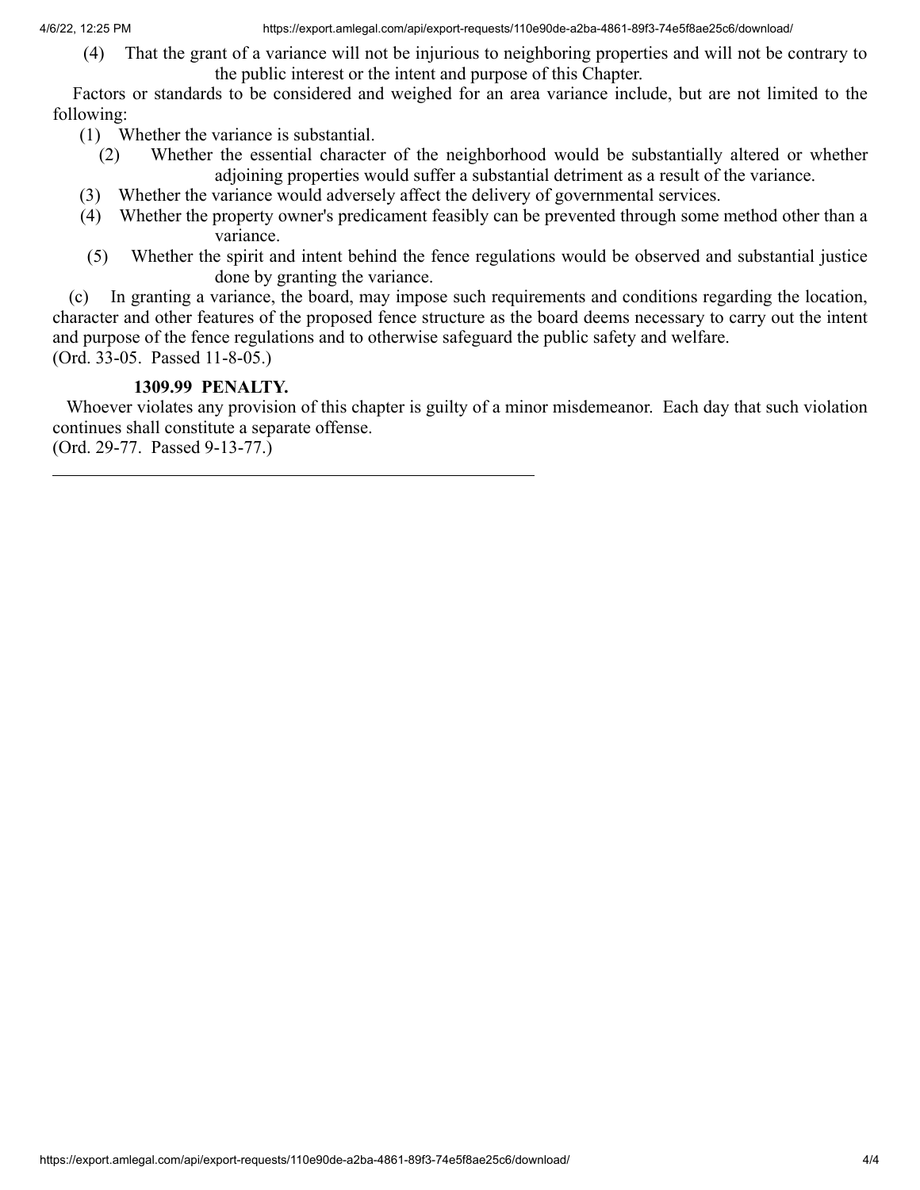(4) That the grant of a variance will not be injurious to neighboring properties and will not be contrary to the public interest or the intent and purpose of this Chapter.

Factors or standards to be considered and weighed for an area variance include, but are not limited to the following:

(1) Whether the variance is substantial.

(2) Whether the essential character of the neighborhood would be substantially altered or whether adjoining properties would suffer a substantial detriment as a result of the variance.

(3) Whether the variance would adversely affect the delivery of governmental services.

(4) Whether the property owner's predicament feasibly can be prevented through some method other than a variance.

(5) Whether the spirit and intent behind the fence regulations would be observed and substantial justice done by granting the variance.

(c) In granting a variance, the board, may impose such requirements and conditions regarding the location, character and other features of the proposed fence structure as the board deems necessary to carry out the intent and purpose of the fence regulations and to otherwise safeguard the public safety and welfare.
(Ord. 33-05. Passed 11-8-05.)

**1309.99 PENALTY.**

Whoever violates any provision of this chapter is guilty of a minor misdemeanor. Each day that such violation continues shall constitute a separate offense.
(Ord. 29-77. Passed 9-13-77.)